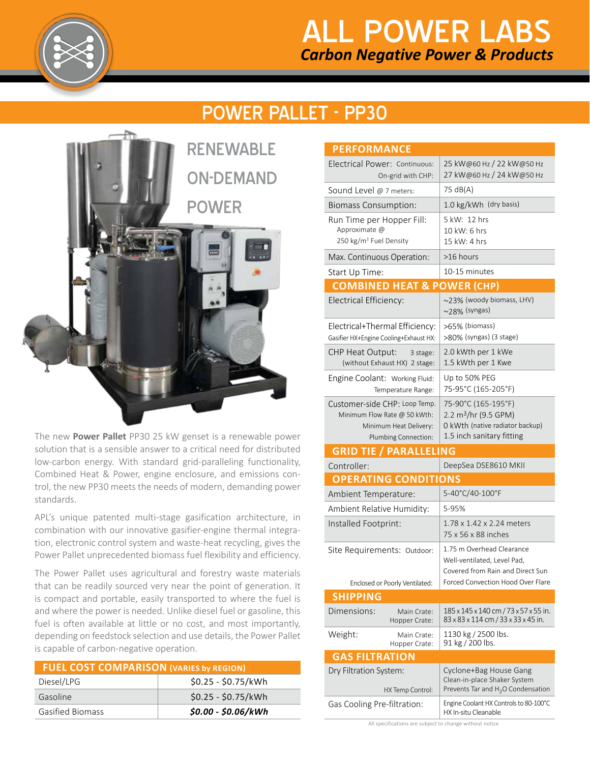# ALL POWER LABS

*Carbon Negative Power & Products*

## POWER PALLET - PP30

RENEWABLE ON-DEMAND POWER

The new **Power Pallet** PP30 25 kW genset is a renewable power solution that is a sensible answer to a critical need for distributed low-carbon energy. With standard grid-paralleling functionality, Combined Heat & Power, engine enclosure, and emissions control, the new PP30 meets the needs of modern, demanding power standards.

APL's unique patented multi-stage gasification architecture, in combination with our innovative gasifier-engine thermal integration, electronic control system and waste-heat recycling, gives the Power Pallet unprecedented biomass fuel flexibility and efficiency.

The Power Pallet uses agricultural and forestry waste materials that can be readily sourced very near the point of generation. It is compact and portable, easily transported to where the fuel is and where the power is needed. Unlike diesel fuel or gasoline, this fuel is often available at little or no cost, and most importantly, depending on feedstock selection and use details, the Power Pallet is capable of carbon-negative operation.

| FUEL COST COMPARISON (VARIES by REGION) | |
|---|---|
| Diesel/LPG | $0.25 - $0.75/kWh |
| Gasoline | $0.25 - $0.75/kWh |
| Gasified Biomass | ***$0.00 - $0.06/kWh*** |

| PERFORMANCE | |
|---|---|
| Electrical Power: Continuous: / On-grid with CHP: | 25 kW@60 Hz / 22 kW@50 Hz / 27 kW@60 Hz / 24 kW@50 Hz |
| Sound Level @ 7 meters: | 75 dB(A) |
| Biomass Consumption: | 1.0 kg/kWh (dry basis) |
| Run Time per Hopper Fill: Approximate @ 250 kg/m³ Fuel Density | 5 kW: 12 hrs / 10 kW: 6 hrs / 15 kW: 4 hrs |
| Max. Continuous Operation: | >16 hours |
| Start Up Time: | 10-15 minutes |
| **COMBINED HEAT & POWER (CHP)** | |
| Electrical Efficiency: | ~23% (woody biomass, LHV) / ~28% (syngas) |
| Electrical+Thermal Efficiency: Gasifier HX+Engine Cooling+Exhaust HX: | >65% (biomass) / >80% (syngas) (3 stage) |
| CHP Heat Output: 3 stage: / (without Exhaust HX) 2 stage: | 2.0 kWth per 1 kWe / 1.5 kWth per 1 Kwe |
| Engine Coolant: Working Fluid: / Temperature Range: | Up to 50% PEG / 75-95°C (165-205°F) |
| Customer-side CHP: Loop Temp. / Minimum Flow Rate @ 50 kWth: / Minimum Heat Delivery: / Plumbing Connection: | 75-90°C (165-195°F) / 2.2 m³/hr (9.5 GPM) / 0 kWth (native radiator backup) / 1.5 inch sanitary fitting |
| **GRID TIE / PARALLELING** | |
| Controller: | DeepSea DSE8610 MKII |
| **OPERATING CONDITIONS** | |
| Ambient Temperature: | 5-40°C/40-100°F |
| Ambient Relative Humidity: | 5-95% |
| Installed Footprint: | 1.78 x 1.42 x 2.24 meters / 75 x 56 x 88 inches |
| Site Requirements: Outdoor: | 1.75 m Overhead Clearance / Well-ventilated, Level Pad, / Covered from Rain and Direct Sun |
| Enclosed or Poorly Ventilated: | Forced Convection Hood Over Flare |
| **SHIPPING** | |
| Dimensions: Main Crate: / Hopper Crate: | 185 x 145 x 140 cm / 73 x 57 x 55 in. / 83 x 83 x 114 cm / 33 x 33 x 45 in. |
| Weight: Main Crate: / Hopper Crate: | 1130 kg / 2500 lbs. / 91 kg / 200 lbs. |
| **GAS FILTRATION** | |
| Dry Filtration System: / HX Temp Control: | Cyclone+Bag House Gang / Clean-in-place Shaker System / Prevents Tar and $H_2O$ Condensation |
| Gas Cooling Pre-filtration: | Engine Coolant HX Controls to 80-100°C / HX In-situ Cleanable |

All specifications are subject to change without notice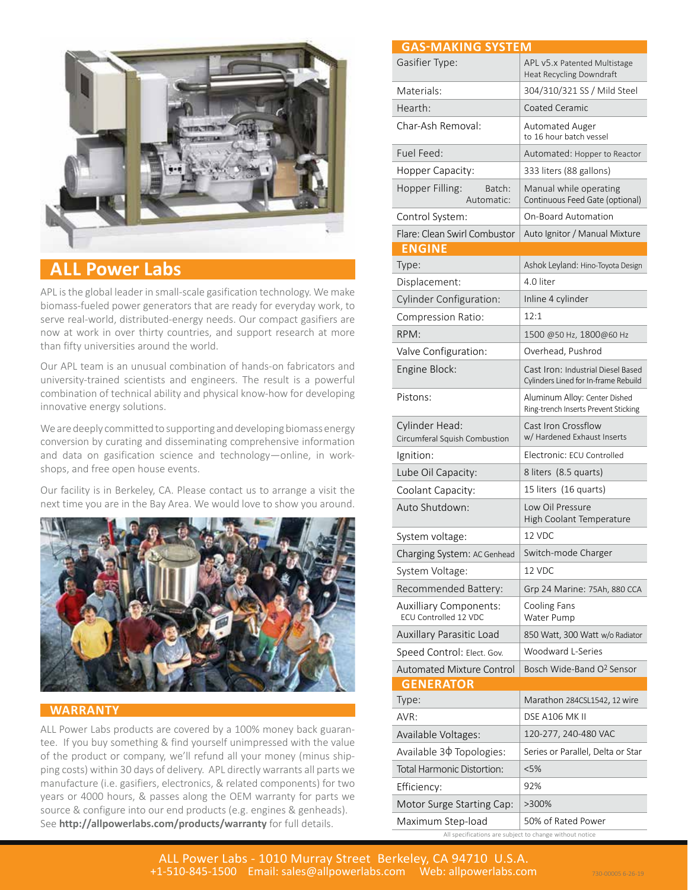## ALL Power Labs

APL is the global leader in small-scale gasification technology. We make biomass-fueled power generators that are ready for everyday work, to serve real-world, distributed-energy needs. Our compact gasifiers are now at work in over thirty countries, and support research at more than fifty universities around the world.

Our APL team is an unusual combination of hands-on fabricators and university-trained scientists and engineers. The result is a powerful combination of technical ability and physical know-how for developing innovative energy solutions.

We are deeply committed to supporting and developing biomass energy conversion by curating and disseminating comprehensive information and data on gasification science and technology—online, in workshops, and free open house events.

Our facility is in Berkeley, CA. Please contact us to arrange a visit the next time you are in the Bay Area. We would love to show you around.

### WARRANTY

ALL Power Labs products are covered by a 100% money back guarantee. If you buy something & find yourself unimpressed with the value of the product or company, we'll refund all your money (minus shipping costs) within 30 days of delivery. APL directly warrants all parts we manufacture (i.e. gasifiers, electronics, & related components) for two years or 4000 hours, & passes along the OEM warranty for parts we source & configure into our end products (e.g. engines & genheads). See **http://allpowerlabs.com/products/warranty** for full details.

| | |
|---|---|
| **GAS-MAKING SYSTEM** | |
| Gasifier Type: | APL v5.x Patented Multistage Heat Recycling Downdraft |
| Materials: | 304/310/321 SS / Mild Steel |
| Hearth: | Coated Ceramic |
| Char-Ash Removal: | Automated Auger to 16 hour batch vessel |
| Fuel Feed: | Automated: Hopper to Reactor |
| Hopper Capacity: | 333 liters (88 gallons) |
| Hopper Filling: Batch: Automatic: | Manual while operating Continuous Feed Gate (optional) |
| Control System: | On-Board Automation |
| Flare: Clean Swirl Combustor | Auto Ignitor / Manual Mixture |
| **ENGINE** | |
| Type: | Ashok Leyland: Hino-Toyota Design |
| Displacement: | 4.0 liter |
| Cylinder Configuration: | Inline 4 cylinder |
| Compression Ratio: | 12:1 |
| RPM: | 1500 @50 Hz, 1800@60 Hz |
| Valve Configuration: | Overhead, Pushrod |
| Engine Block: | Cast Iron: Industrial Diesel Based Cylinders Lined for In-frame Rebuild |
| Pistons: | Aluminum Alloy: Center Dished Ring-trench Inserts Prevent Sticking |
| Cylinder Head: Circumferal Squish Combustion | Cast Iron Crossflow w/ Hardened Exhaust Inserts |
| Ignition: | Electronic: ECU Controlled |
| Lube Oil Capacity: | 8 liters (8.5 quarts) |
| Coolant Capacity: | 15 liters (16 quarts) |
| Auto Shutdown: | Low Oil Pressure High Coolant Temperature |
| System voltage: | 12 VDC |
| Charging System: AC Genhead | Switch-mode Charger |
| System Voltage: | 12 VDC |
| Recommended Battery: | Grp 24 Marine: 75Ah, 880 CCA |
| Auxilliary Components: ECU Controlled 12 VDC | Cooling Fans Water Pump |
| Auxillary Parasitic Load | 850 Watt, 300 Watt w/o Radiator |
| Speed Control: Elect. Gov. | Woodward L-Series |
| Automated Mixture Control | Bosch Wide-Band $O^2$ Sensor |
| **GENERATOR** | |
| Type: | Marathon 284CSL1542, 12 wire |
| AVR: | DSE A106 MK II |
| Available Voltages: | 120-277, 240-480 VAC |
| Available 3Φ Topologies: | Series or Parallel, Delta or Star |
| Total Harmonic Distortion: | <5% |
| Efficiency: | 92% |
| Motor Surge Starting Cap: | >300% |
| Maximum Step-load | 50% of Rated Power |

All specifications are subject to change without notice

ALL Power Labs - 1010 Murray Street Berkeley, CA 94710 U.S.A.
+1-510-845-1500 Email: sales@allpowerlabs.com Web: allpowerlabs.com

730-00005 6-26-19